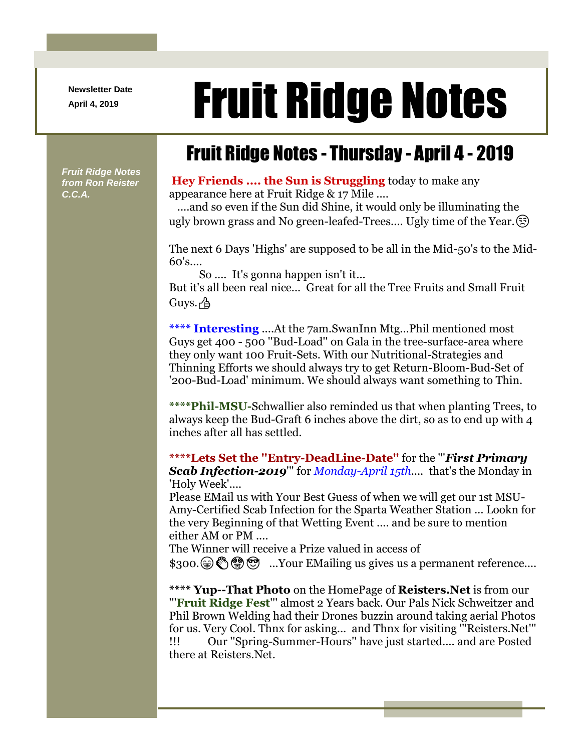Newsletter Date
April 4, 2019

# Fruit Ridge Notes

*Fruit Ridge Notes from Ron Reister C.C.A.*

## Fruit Ridge Notes - Thursday - April 4 - 2019

**Hey Friends .... the Sun is Struggling** today to make any appearance here at Fruit Ridge & 17 Mile ....
....and so even if the Sun did Shine, it would only be illuminating the ugly brown grass and No green-leafed-Trees.... Ugly time of the Year.😒

The next 6 Days 'Highs' are supposed to be all in the Mid-50's to the Mid-60's....
So .... It's gonna happen isn't it...
But it's all been real nice... Great for all the Tree Fruits and Small Fruit Guys.👍

**\*\*\*\* Interesting** ....At the 7am.SwanInn Mtg...Phil mentioned most Guys get 400 - 500 "Bud-Load" on Gala in the tree-surface-area where they only want 100 Fruit-Sets. With our Nutritional-Strategies and Thinning Efforts we should always try to get Return-Bloom-Bud-Set of '200-Bud-Load' minimum. We should always want something to Thin.

**\*\*\*\*Phil-MSU-**Schwallier also reminded us that when planting Trees, to always keep the Bud-Graft 6 inches above the dirt, so as to end up with 4 inches after all has settled.

**\*\*\*\*Lets Set the "Entry-DeadLine-Date"** for the "'***First Primary Scab Infection-2019***'" for *Monday-April 15th*.... that's the Monday in 'Holy Week'....
Please EMail us with Your Best Guess of when we will get our 1st MSU-Amy-Certified Scab Infection for the Sparta Weather Station ... Lookn for the very Beginning of that Wetting Event .... and be sure to mention either AM or PM ....
The Winner will receive a Prize valued in access of $300.😁👏🤩😎 ...Your EMailing us gives us a permanent reference....

**\*\*\*\* Yup--That Photo** on the HomePage of **Reisters.Net** is from our "'**Fruit Ridge Fest**'" almost 2 Years back. Our Pals Nick Schweitzer and Phil Brown Welding had their Drones buzzin around taking aerial Photos for us. Very Cool. Thnx for asking... and Thnx for visiting "'Reisters.Net'" !!! Our "Spring-Summer-Hours" have just started.... and are Posted there at Reisters.Net.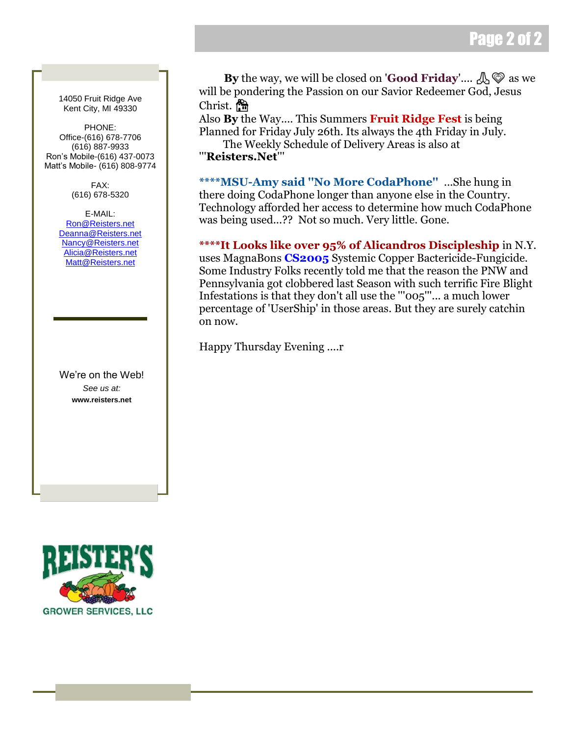**By** the way, we will be closed on '**Good Friday**'.... 🙏 💟 as we will be pondering the Passion on our Savior Redeemer God, Jesus Christ. 🏠

Also **By** the Way.... This Summers **Fruit Ridge Fest** is being Planned for Friday July 26th. Its always the 4th Friday in July.

The Weekly Schedule of Delivery Areas is also at '"**Reisters.Net**"'

**\*\*\*\*MSU-Amy said "No More CodaPhone"** ...She hung in there doing CodaPhone longer than anyone else in the Country. Technology afforded her access to determine how much CodaPhone was being used...?? Not so much. Very little. Gone.

**\*\*\*\*It Looks like over 95% of Alicandros Discipleship** in N.Y. uses MagnaBons **CS2005** Systemic Copper Bactericide-Fungicide. Some Industry Folks recently told me that the reason the PNW and Pennsylvania got clobbered last Season with such terrific Fire Blight Infestations is that they don't all use the '"005"'... a much lower percentage of 'UserShip' in those areas. But they are surely catchin on now.

Happy Thursday Evening ....r

14050 Fruit Ridge Ave
Kent City, MI 49330

PHONE:
Office-(616) 678-7706
(616) 887-9933
Ron's Mobile-(616) 437-0073
Matt's Mobile- (616) 808-9774

FAX:
(616) 678-5320

E-MAIL:
Ron@Reisters.net
Deanna@Reisters.net
Nancy@Reisters.net
Alicia@Reisters.net
Matt@Reisters.net

We're on the Web!
*See us at:*
**www.reisters.net**

REISTER'S
GROWER SERVICES, LLC